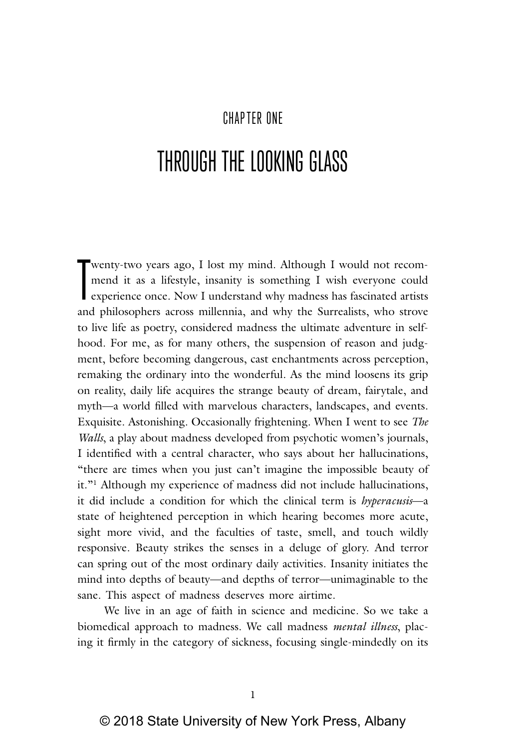## CHAPTER ONE

# THROUGH THE LOOKING GLASS

Twenty-two years ago, I lost my mind. Although I would not recommend it as a lifestyle, insanity is something I wish everyone could experience once. Now I understand why madness has fascinated artists and philosophers across millennia, and why the Surrealists, who strove to live life as poetry, considered madness the ultimate adventure in selfhood. For me, as for many others, the suspension of reason and judgment, before becoming dangerous, cast enchantments across perception, remaking the ordinary into the wonderful. As the mind loosens its grip on reality, daily life acquires the strange beauty of dream, fairytale, and myth—a world filled with marvelous characters, landscapes, and events. Exquisite. Astonishing. Occasionally frightening. When I went to see *The Walls*, a play about madness developed from psychotic women's journals, I identified with a central character, who says about her hallucinations, "there are times when you just can't imagine the impossible beauty of it."[1] Although my experience of madness did not include hallucinations, it did include a condition for which the clinical term is *hyperacusis*—a state of heightened perception in which hearing becomes more acute, sight more vivid, and the faculties of taste, smell, and touch wildly responsive. Beauty strikes the senses in a deluge of glory. And terror can spring out of the most ordinary daily activities. Insanity initiates the mind into depths of beauty—and depths of terror—unimaginable to the sane. This aspect of madness deserves more airtime.

We live in an age of faith in science and medicine. So we take a biomedical approach to madness. We call madness *mental illness*, placing it firmly in the category of sickness, focusing single-mindedly on its

© 2018 State University of New York Press, Albany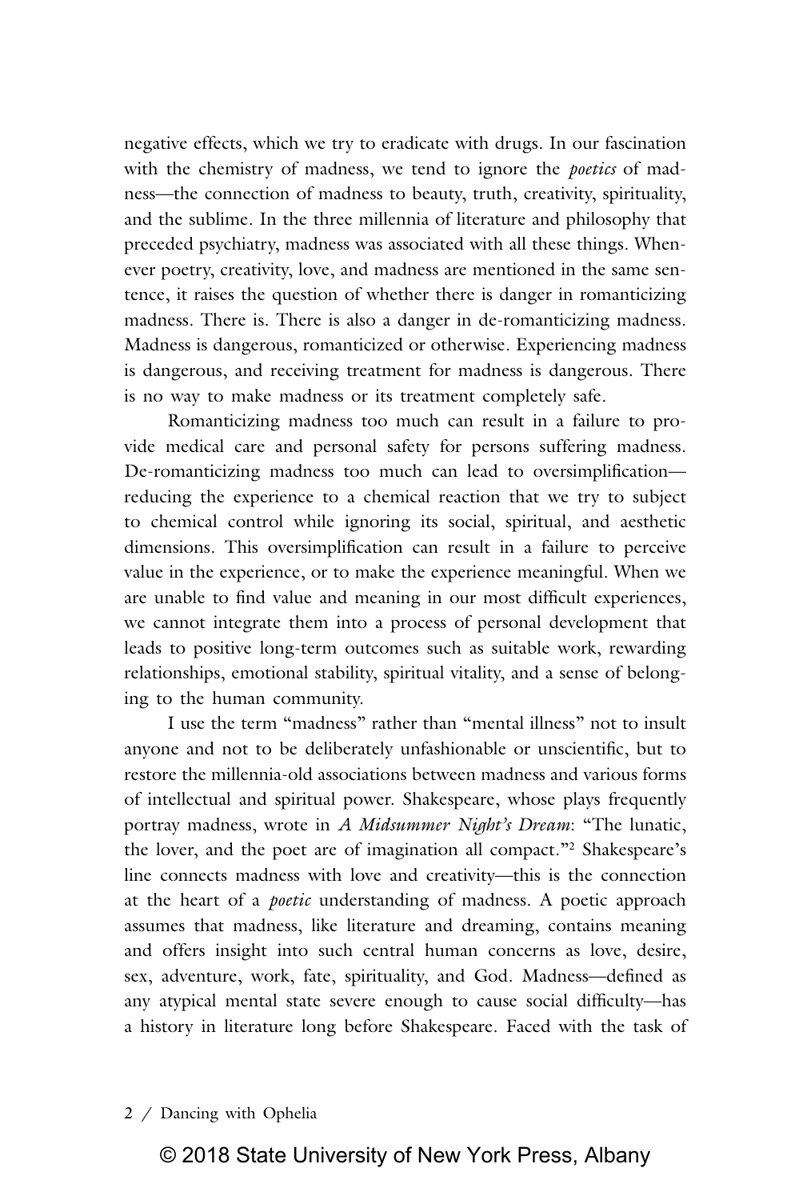negative effects, which we try to eradicate with drugs. In our fascination with the chemistry of madness, we tend to ignore the *poetics* of madness—the connection of madness to beauty, truth, creativity, spirituality, and the sublime. In the three millennia of literature and philosophy that preceded psychiatry, madness was associated with all these things. Whenever poetry, creativity, love, and madness are mentioned in the same sentence, it raises the question of whether there is danger in romanticizing madness. There is. There is also a danger in de-romanticizing madness. Madness is dangerous, romanticized or otherwise. Experiencing madness is dangerous, and receiving treatment for madness is dangerous. There is no way to make madness or its treatment completely safe.

Romanticizing madness too much can result in a failure to provide medical care and personal safety for persons suffering madness. De-romanticizing madness too much can lead to oversimplification—reducing the experience to a chemical reaction that we try to subject to chemical control while ignoring its social, spiritual, and aesthetic dimensions. This oversimplification can result in a failure to perceive value in the experience, or to make the experience meaningful. When we are unable to find value and meaning in our most difficult experiences, we cannot integrate them into a process of personal development that leads to positive long-term outcomes such as suitable work, rewarding relationships, emotional stability, spiritual vitality, and a sense of belonging to the human community.

I use the term "madness" rather than "mental illness" not to insult anyone and not to be deliberately unfashionable or unscientific, but to restore the millennia-old associations between madness and various forms of intellectual and spiritual power. Shakespeare, whose plays frequently portray madness, wrote in *A Midsummer Night's Dream*: "The lunatic, the lover, and the poet are of imagination all compact."[2] Shakespeare's line connects madness with love and creativity—this is the connection at the heart of a *poetic* understanding of madness. A poetic approach assumes that madness, like literature and dreaming, contains meaning and offers insight into such central human concerns as love, desire, sex, adventure, work, fate, spirituality, and God. Madness—defined as any atypical mental state severe enough to cause social difficulty—has a history in literature long before Shakespeare. Faced with the task of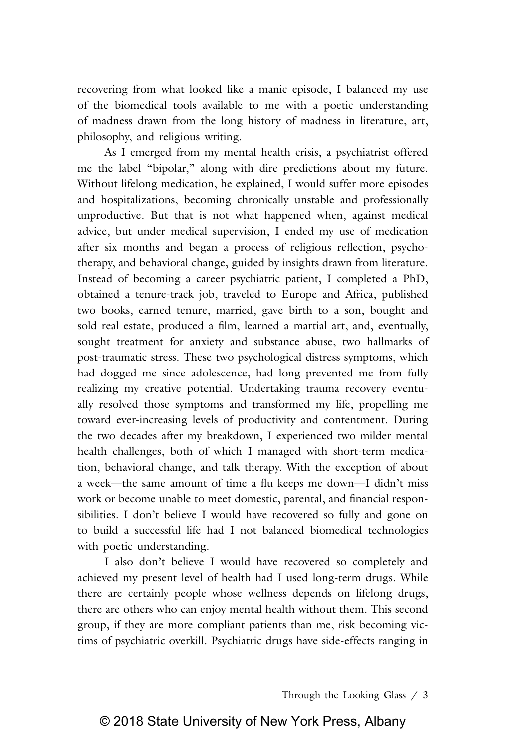recovering from what looked like a manic episode, I balanced my use of the biomedical tools available to me with a poetic understanding of madness drawn from the long history of madness in literature, art, philosophy, and religious writing.

As I emerged from my mental health crisis, a psychiatrist offered me the label "bipolar," along with dire predictions about my future. Without lifelong medication, he explained, I would suffer more episodes and hospitalizations, becoming chronically unstable and professionally unproductive. But that is not what happened when, against medical advice, but under medical supervision, I ended my use of medication after six months and began a process of religious reflection, psychotherapy, and behavioral change, guided by insights drawn from literature. Instead of becoming a career psychiatric patient, I completed a PhD, obtained a tenure-track job, traveled to Europe and Africa, published two books, earned tenure, married, gave birth to a son, bought and sold real estate, produced a film, learned a martial art, and, eventually, sought treatment for anxiety and substance abuse, two hallmarks of post-traumatic stress. These two psychological distress symptoms, which had dogged me since adolescence, had long prevented me from fully realizing my creative potential. Undertaking trauma recovery eventually resolved those symptoms and transformed my life, propelling me toward ever-increasing levels of productivity and contentment. During the two decades after my breakdown, I experienced two milder mental health challenges, both of which I managed with short-term medication, behavioral change, and talk therapy. With the exception of about a week—the same amount of time a flu keeps me down—I didn't miss work or become unable to meet domestic, parental, and financial responsibilities. I don't believe I would have recovered so fully and gone on to build a successful life had I not balanced biomedical technologies with poetic understanding.

I also don't believe I would have recovered so completely and achieved my present level of health had I used long-term drugs. While there are certainly people whose wellness depends on lifelong drugs, there are others who can enjoy mental health without them. This second group, if they are more compliant patients than me, risk becoming victims of psychiatric overkill. Psychiatric drugs have side-effects ranging in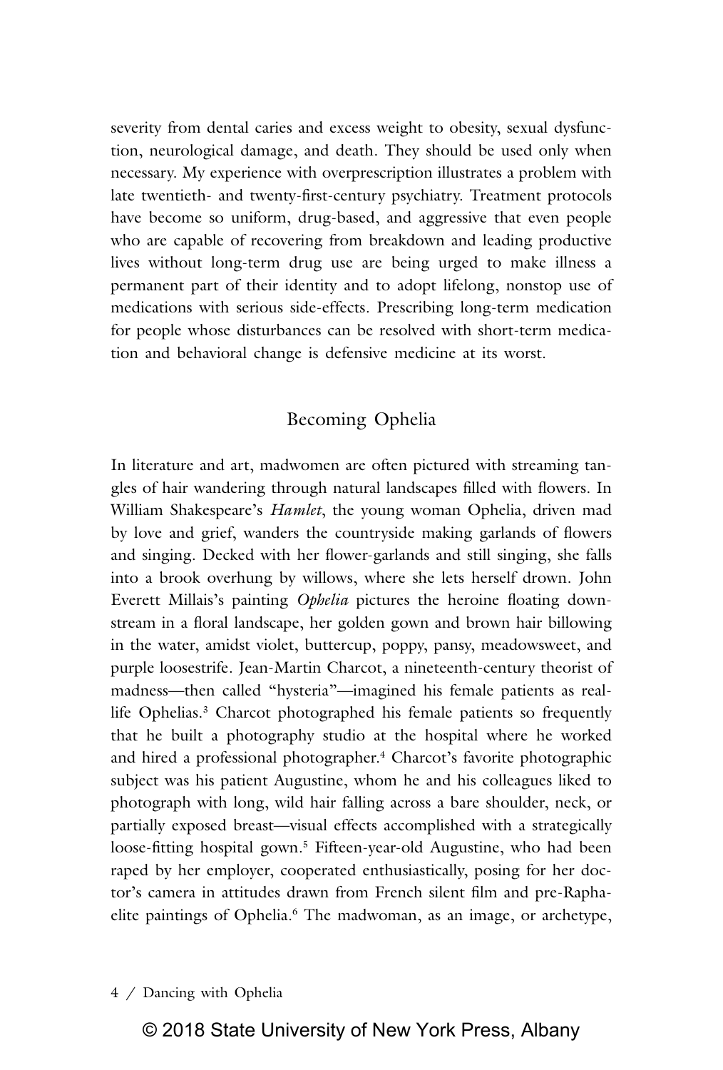severity from dental caries and excess weight to obesity, sexual dysfunction, neurological damage, and death. They should be used only when necessary. My experience with overprescription illustrates a problem with late twentieth- and twenty-first-century psychiatry. Treatment protocols have become so uniform, drug-based, and aggressive that even people who are capable of recovering from breakdown and leading productive lives without long-term drug use are being urged to make illness a permanent part of their identity and to adopt lifelong, nonstop use of medications with serious side-effects. Prescribing long-term medication for people whose disturbances can be resolved with short-term medication and behavioral change is defensive medicine at its worst.

## Becoming Ophelia

In literature and art, madwomen are often pictured with streaming tangles of hair wandering through natural landscapes filled with flowers. In William Shakespeare's *Hamlet*, the young woman Ophelia, driven mad by love and grief, wanders the countryside making garlands of flowers and singing. Decked with her flower-garlands and still singing, she falls into a brook overhung by willows, where she lets herself drown. John Everett Millais's painting *Ophelia* pictures the heroine floating downstream in a floral landscape, her golden gown and brown hair billowing in the water, amidst violet, buttercup, poppy, pansy, meadowsweet, and purple loosestrife. Jean-Martin Charcot, a nineteenth-century theorist of madness—then called "hysteria"—imagined his female patients as real-life Ophelias.[3] Charcot photographed his female patients so frequently that he built a photography studio at the hospital where he worked and hired a professional photographer.[4] Charcot's favorite photographic subject was his patient Augustine, whom he and his colleagues liked to photograph with long, wild hair falling across a bare shoulder, neck, or partially exposed breast—visual effects accomplished with a strategically loose-fitting hospital gown.[5] Fifteen-year-old Augustine, who had been raped by her employer, cooperated enthusiastically, posing for her doctor's camera in attitudes drawn from French silent film and pre-Raphaelite paintings of Ophelia.[6] The madwoman, as an image, or archetype,

© 2018 State University of New York Press, Albany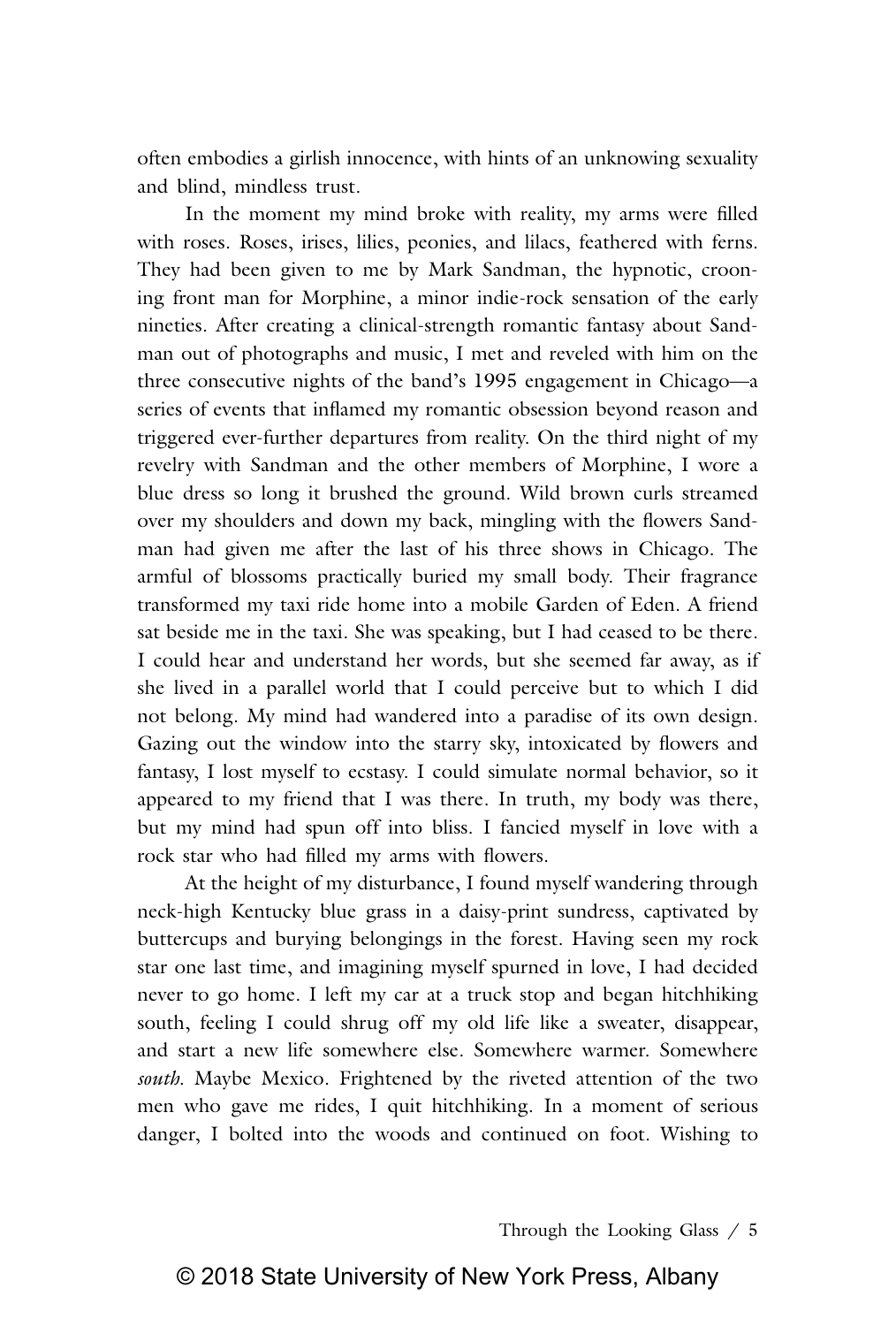often embodies a girlish innocence, with hints of an unknowing sexuality and blind, mindless trust.

In the moment my mind broke with reality, my arms were filled with roses. Roses, irises, lilies, peonies, and lilacs, feathered with ferns. They had been given to me by Mark Sandman, the hypnotic, crooning front man for Morphine, a minor indie-rock sensation of the early nineties. After creating a clinical-strength romantic fantasy about Sandman out of photographs and music, I met and reveled with him on the three consecutive nights of the band's 1995 engagement in Chicago—a series of events that inflamed my romantic obsession beyond reason and triggered ever-further departures from reality. On the third night of my revelry with Sandman and the other members of Morphine, I wore a blue dress so long it brushed the ground. Wild brown curls streamed over my shoulders and down my back, mingling with the flowers Sandman had given me after the last of his three shows in Chicago. The armful of blossoms practically buried my small body. Their fragrance transformed my taxi ride home into a mobile Garden of Eden. A friend sat beside me in the taxi. She was speaking, but I had ceased to be there. I could hear and understand her words, but she seemed far away, as if she lived in a parallel world that I could perceive but to which I did not belong. My mind had wandered into a paradise of its own design. Gazing out the window into the starry sky, intoxicated by flowers and fantasy, I lost myself to ecstasy. I could simulate normal behavior, so it appeared to my friend that I was there. In truth, my body was there, but my mind had spun off into bliss. I fancied myself in love with a rock star who had filled my arms with flowers.

At the height of my disturbance, I found myself wandering through neck-high Kentucky blue grass in a daisy-print sundress, captivated by buttercups and burying belongings in the forest. Having seen my rock star one last time, and imagining myself spurned in love, I had decided never to go home. I left my car at a truck stop and began hitchhiking south, feeling I could shrug off my old life like a sweater, disappear, and start a new life somewhere else. Somewhere warmer. Somewhere *south*. Maybe Mexico. Frightened by the riveted attention of the two men who gave me rides, I quit hitchhiking. In a moment of serious danger, I bolted into the woods and continued on foot. Wishing to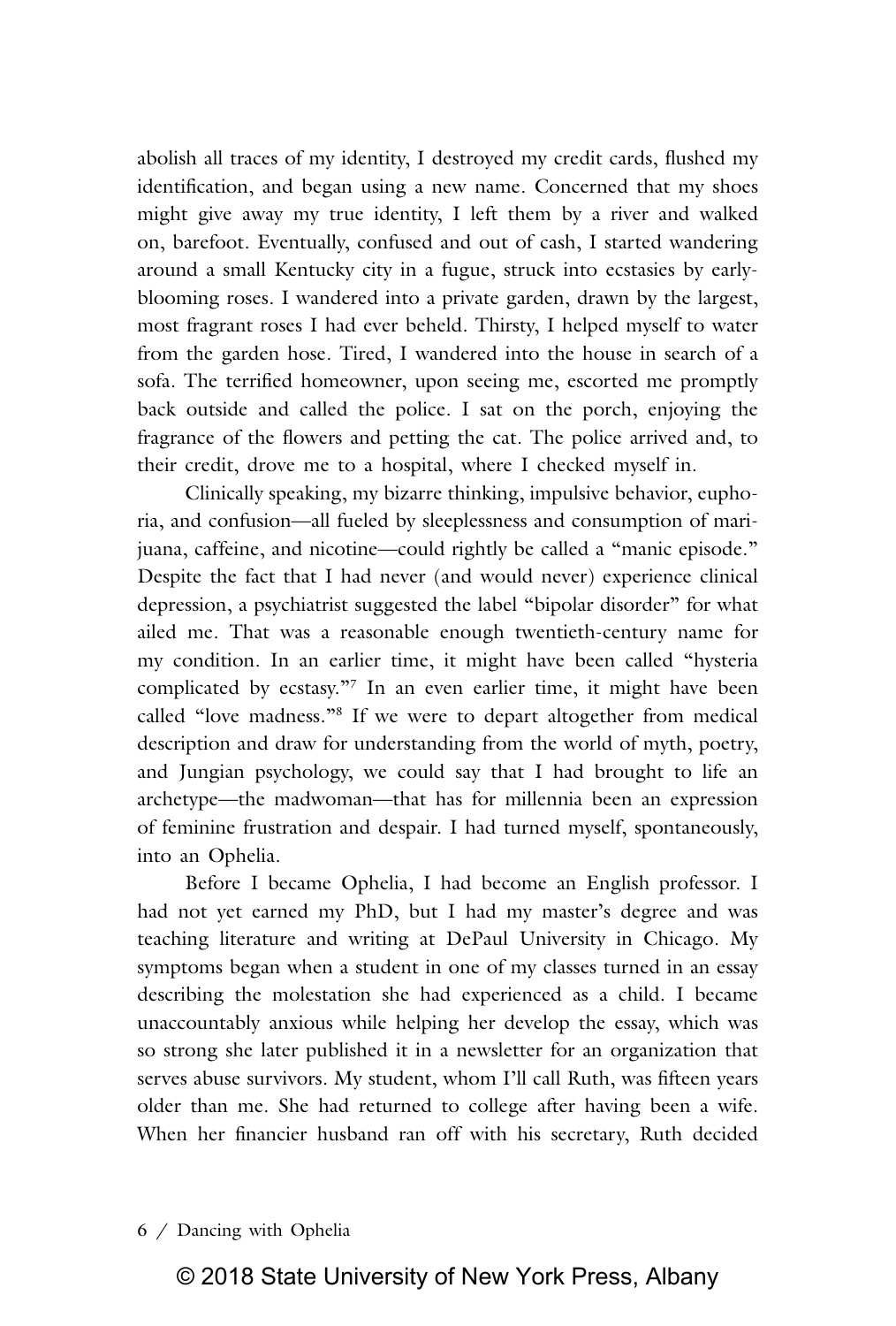abolish all traces of my identity, I destroyed my credit cards, flushed my identification, and began using a new name. Concerned that my shoes might give away my true identity, I left them by a river and walked on, barefoot. Eventually, confused and out of cash, I started wandering around a small Kentucky city in a fugue, struck into ecstasies by early-blooming roses. I wandered into a private garden, drawn by the largest, most fragrant roses I had ever beheld. Thirsty, I helped myself to water from the garden hose. Tired, I wandered into the house in search of a sofa. The terrified homeowner, upon seeing me, escorted me promptly back outside and called the police. I sat on the porch, enjoying the fragrance of the flowers and petting the cat. The police arrived and, to their credit, drove me to a hospital, where I checked myself in.

Clinically speaking, my bizarre thinking, impulsive behavior, euphoria, and confusion—all fueled by sleeplessness and consumption of marijuana, caffeine, and nicotine—could rightly be called a "manic episode." Despite the fact that I had never (and would never) experience clinical depression, a psychiatrist suggested the label "bipolar disorder" for what ailed me. That was a reasonable enough twentieth-century name for my condition. In an earlier time, it might have been called "hysteria complicated by ecstasy."[7] In an even earlier time, it might have been called "love madness."[8] If we were to depart altogether from medical description and draw for understanding from the world of myth, poetry, and Jungian psychology, we could say that I had brought to life an archetype—the madwoman—that has for millennia been an expression of feminine frustration and despair. I had turned myself, spontaneously, into an Ophelia.

Before I became Ophelia, I had become an English professor. I had not yet earned my PhD, but I had my master's degree and was teaching literature and writing at DePaul University in Chicago. My symptoms began when a student in one of my classes turned in an essay describing the molestation she had experienced as a child. I became unaccountably anxious while helping her develop the essay, which was so strong she later published it in a newsletter for an organization that serves abuse survivors. My student, whom I'll call Ruth, was fifteen years older than me. She had returned to college after having been a wife. When her financier husband ran off with his secretary, Ruth decided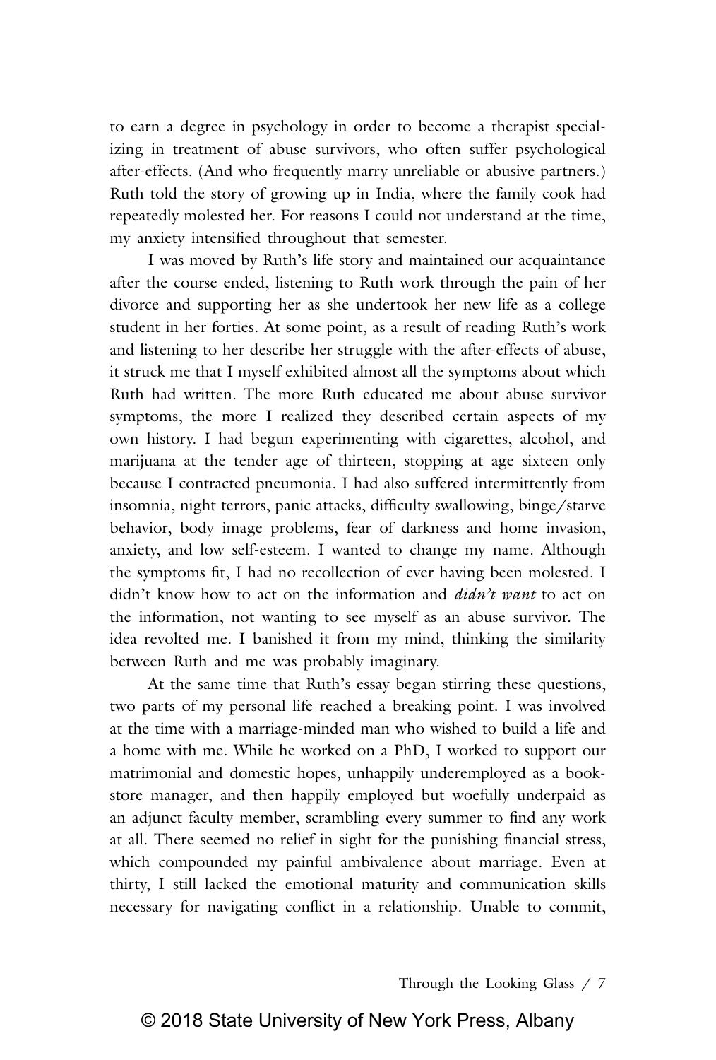to earn a degree in psychology in order to become a therapist specializing in treatment of abuse survivors, who often suffer psychological after-effects. (And who frequently marry unreliable or abusive partners.) Ruth told the story of growing up in India, where the family cook had repeatedly molested her. For reasons I could not understand at the time, my anxiety intensified throughout that semester.

I was moved by Ruth's life story and maintained our acquaintance after the course ended, listening to Ruth work through the pain of her divorce and supporting her as she undertook her new life as a college student in her forties. At some point, as a result of reading Ruth's work and listening to her describe her struggle with the after-effects of abuse, it struck me that I myself exhibited almost all the symptoms about which Ruth had written. The more Ruth educated me about abuse survivor symptoms, the more I realized they described certain aspects of my own history. I had begun experimenting with cigarettes, alcohol, and marijuana at the tender age of thirteen, stopping at age sixteen only because I contracted pneumonia. I had also suffered intermittently from insomnia, night terrors, panic attacks, difficulty swallowing, binge/starve behavior, body image problems, fear of darkness and home invasion, anxiety, and low self-esteem. I wanted to change my name. Although the symptoms fit, I had no recollection of ever having been molested. I didn't know how to act on the information and *didn't want* to act on the information, not wanting to see myself as an abuse survivor. The idea revolted me. I banished it from my mind, thinking the similarity between Ruth and me was probably imaginary.

At the same time that Ruth's essay began stirring these questions, two parts of my personal life reached a breaking point. I was involved at the time with a marriage-minded man who wished to build a life and a home with me. While he worked on a PhD, I worked to support our matrimonial and domestic hopes, unhappily underemployed as a bookstore manager, and then happily employed but woefully underpaid as an adjunct faculty member, scrambling every summer to find any work at all. There seemed no relief in sight for the punishing financial stress, which compounded my painful ambivalence about marriage. Even at thirty, I still lacked the emotional maturity and communication skills necessary for navigating conflict in a relationship. Unable to commit,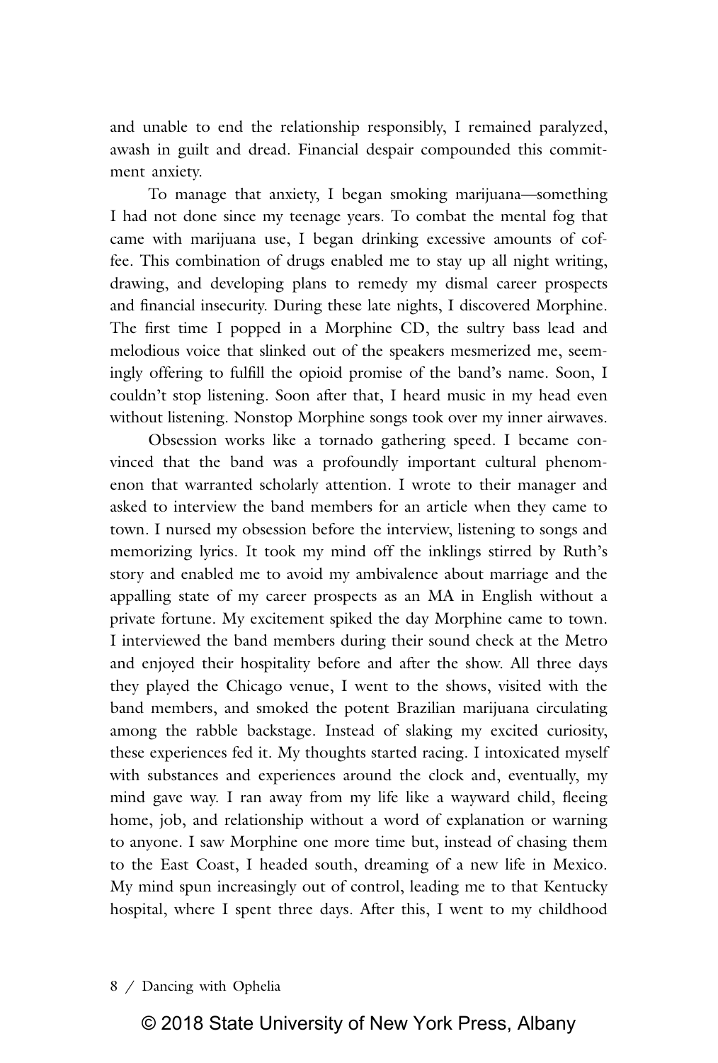and unable to end the relationship responsibly, I remained paralyzed, awash in guilt and dread. Financial despair compounded this commitment anxiety.

To manage that anxiety, I began smoking marijuana—something I had not done since my teenage years. To combat the mental fog that came with marijuana use, I began drinking excessive amounts of coffee. This combination of drugs enabled me to stay up all night writing, drawing, and developing plans to remedy my dismal career prospects and financial insecurity. During these late nights, I discovered Morphine. The first time I popped in a Morphine CD, the sultry bass lead and melodious voice that slinked out of the speakers mesmerized me, seemingly offering to fulfill the opioid promise of the band's name. Soon, I couldn't stop listening. Soon after that, I heard music in my head even without listening. Nonstop Morphine songs took over my inner airwaves.

Obsession works like a tornado gathering speed. I became convinced that the band was a profoundly important cultural phenomenon that warranted scholarly attention. I wrote to their manager and asked to interview the band members for an article when they came to town. I nursed my obsession before the interview, listening to songs and memorizing lyrics. It took my mind off the inklings stirred by Ruth's story and enabled me to avoid my ambivalence about marriage and the appalling state of my career prospects as an MA in English without a private fortune. My excitement spiked the day Morphine came to town. I interviewed the band members during their sound check at the Metro and enjoyed their hospitality before and after the show. All three days they played the Chicago venue, I went to the shows, visited with the band members, and smoked the potent Brazilian marijuana circulating among the rabble backstage. Instead of slaking my excited curiosity, these experiences fed it. My thoughts started racing. I intoxicated myself with substances and experiences around the clock and, eventually, my mind gave way. I ran away from my life like a wayward child, fleeing home, job, and relationship without a word of explanation or warning to anyone. I saw Morphine one more time but, instead of chasing them to the East Coast, I headed south, dreaming of a new life in Mexico. My mind spun increasingly out of control, leading me to that Kentucky hospital, where I spent three days. After this, I went to my childhood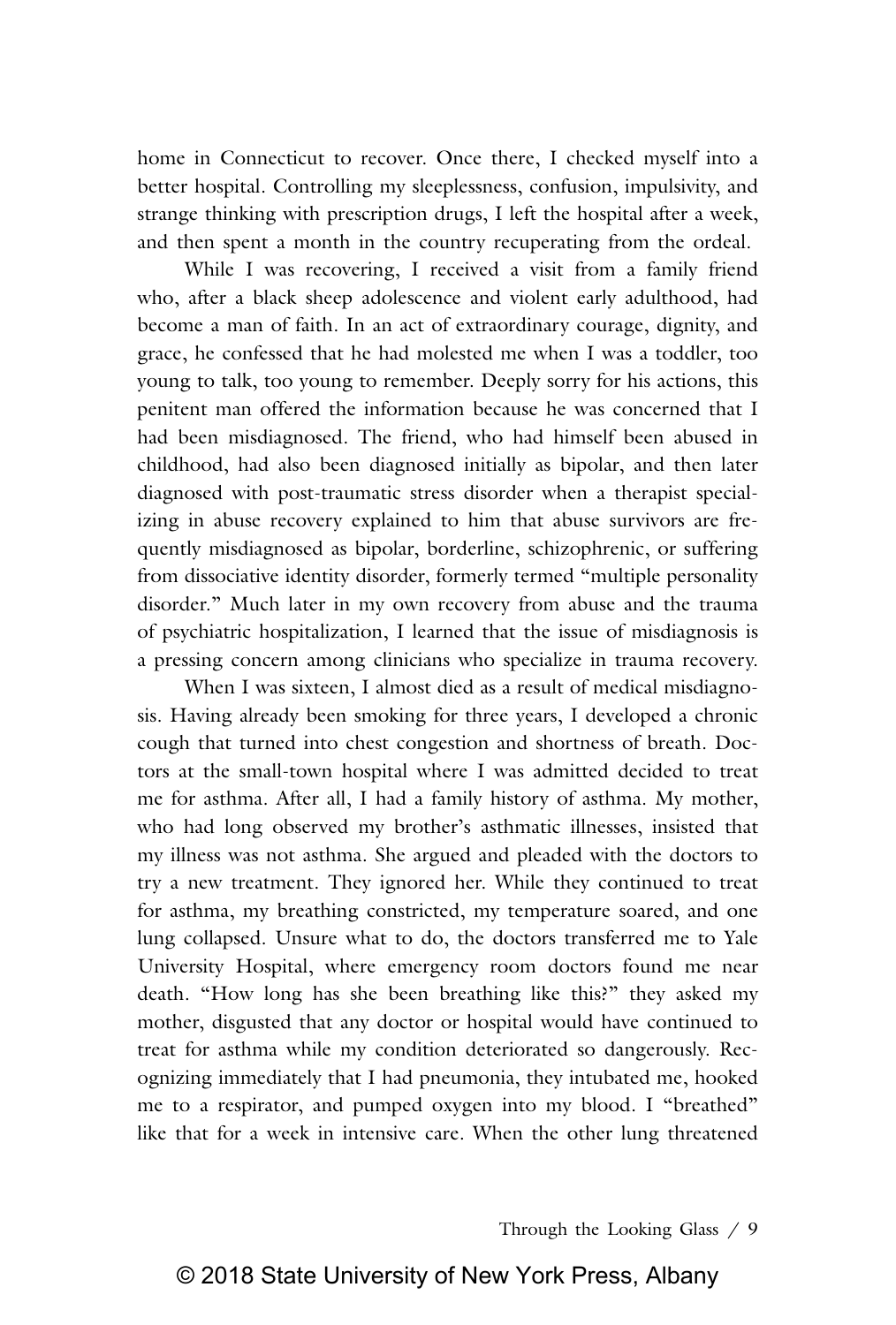home in Connecticut to recover. Once there, I checked myself into a better hospital. Controlling my sleeplessness, confusion, impulsivity, and strange thinking with prescription drugs, I left the hospital after a week, and then spent a month in the country recuperating from the ordeal.

While I was recovering, I received a visit from a family friend who, after a black sheep adolescence and violent early adulthood, had become a man of faith. In an act of extraordinary courage, dignity, and grace, he confessed that he had molested me when I was a toddler, too young to talk, too young to remember. Deeply sorry for his actions, this penitent man offered the information because he was concerned that I had been misdiagnosed. The friend, who had himself been abused in childhood, had also been diagnosed initially as bipolar, and then later diagnosed with post-traumatic stress disorder when a therapist specializing in abuse recovery explained to him that abuse survivors are frequently misdiagnosed as bipolar, borderline, schizophrenic, or suffering from dissociative identity disorder, formerly termed "multiple personality disorder." Much later in my own recovery from abuse and the trauma of psychiatric hospitalization, I learned that the issue of misdiagnosis is a pressing concern among clinicians who specialize in trauma recovery.

When I was sixteen, I almost died as a result of medical misdiagnosis. Having already been smoking for three years, I developed a chronic cough that turned into chest congestion and shortness of breath. Doctors at the small-town hospital where I was admitted decided to treat me for asthma. After all, I had a family history of asthma. My mother, who had long observed my brother's asthmatic illnesses, insisted that my illness was not asthma. She argued and pleaded with the doctors to try a new treatment. They ignored her. While they continued to treat for asthma, my breathing constricted, my temperature soared, and one lung collapsed. Unsure what to do, the doctors transferred me to Yale University Hospital, where emergency room doctors found me near death. "How long has she been breathing like this?" they asked my mother, disgusted that any doctor or hospital would have continued to treat for asthma while my condition deteriorated so dangerously. Recognizing immediately that I had pneumonia, they intubated me, hooked me to a respirator, and pumped oxygen into my blood. I "breathed" like that for a week in intensive care. When the other lung threatened

© 2018 State University of New York Press, Albany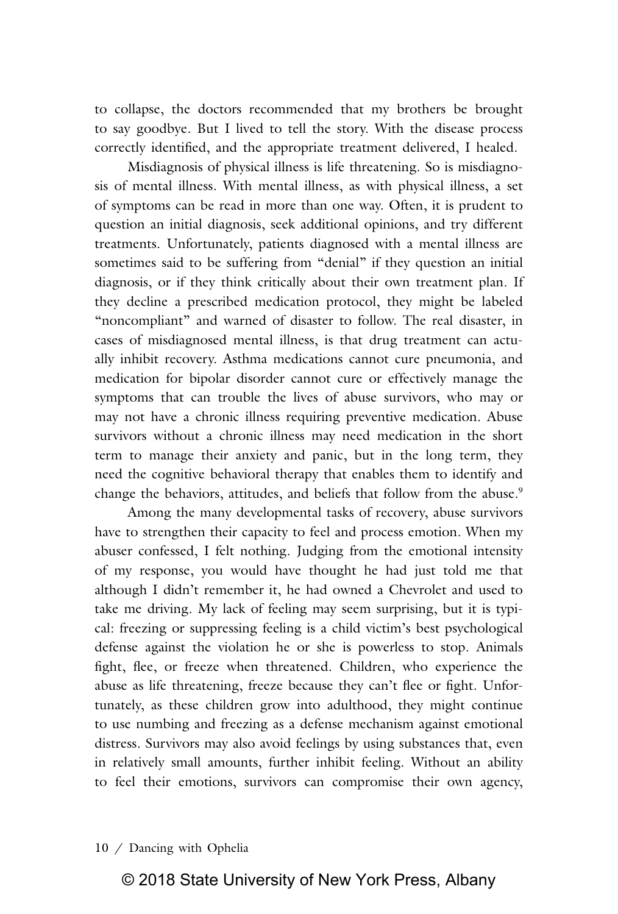to collapse, the doctors recommended that my brothers be brought to say goodbye. But I lived to tell the story. With the disease process correctly identified, and the appropriate treatment delivered, I healed.

Misdiagnosis of physical illness is life threatening. So is misdiagnosis of mental illness. With mental illness, as with physical illness, a set of symptoms can be read in more than one way. Often, it is prudent to question an initial diagnosis, seek additional opinions, and try different treatments. Unfortunately, patients diagnosed with a mental illness are sometimes said to be suffering from "denial" if they question an initial diagnosis, or if they think critically about their own treatment plan. If they decline a prescribed medication protocol, they might be labeled "noncompliant" and warned of disaster to follow. The real disaster, in cases of misdiagnosed mental illness, is that drug treatment can actually inhibit recovery. Asthma medications cannot cure pneumonia, and medication for bipolar disorder cannot cure or effectively manage the symptoms that can trouble the lives of abuse survivors, who may or may not have a chronic illness requiring preventive medication. Abuse survivors without a chronic illness may need medication in the short term to manage their anxiety and panic, but in the long term, they need the cognitive behavioral therapy that enables them to identify and change the behaviors, attitudes, and beliefs that follow from the abuse.[9]

Among the many developmental tasks of recovery, abuse survivors have to strengthen their capacity to feel and process emotion. When my abuser confessed, I felt nothing. Judging from the emotional intensity of my response, you would have thought he had just told me that although I didn't remember it, he had owned a Chevrolet and used to take me driving. My lack of feeling may seem surprising, but it is typical: freezing or suppressing feeling is a child victim's best psychological defense against the violation he or she is powerless to stop. Animals fight, flee, or freeze when threatened. Children, who experience the abuse as life threatening, freeze because they can't flee or fight. Unfortunately, as these children grow into adulthood, they might continue to use numbing and freezing as a defense mechanism against emotional distress. Survivors may also avoid feelings by using substances that, even in relatively small amounts, further inhibit feeling. Without an ability to feel their emotions, survivors can compromise their own agency,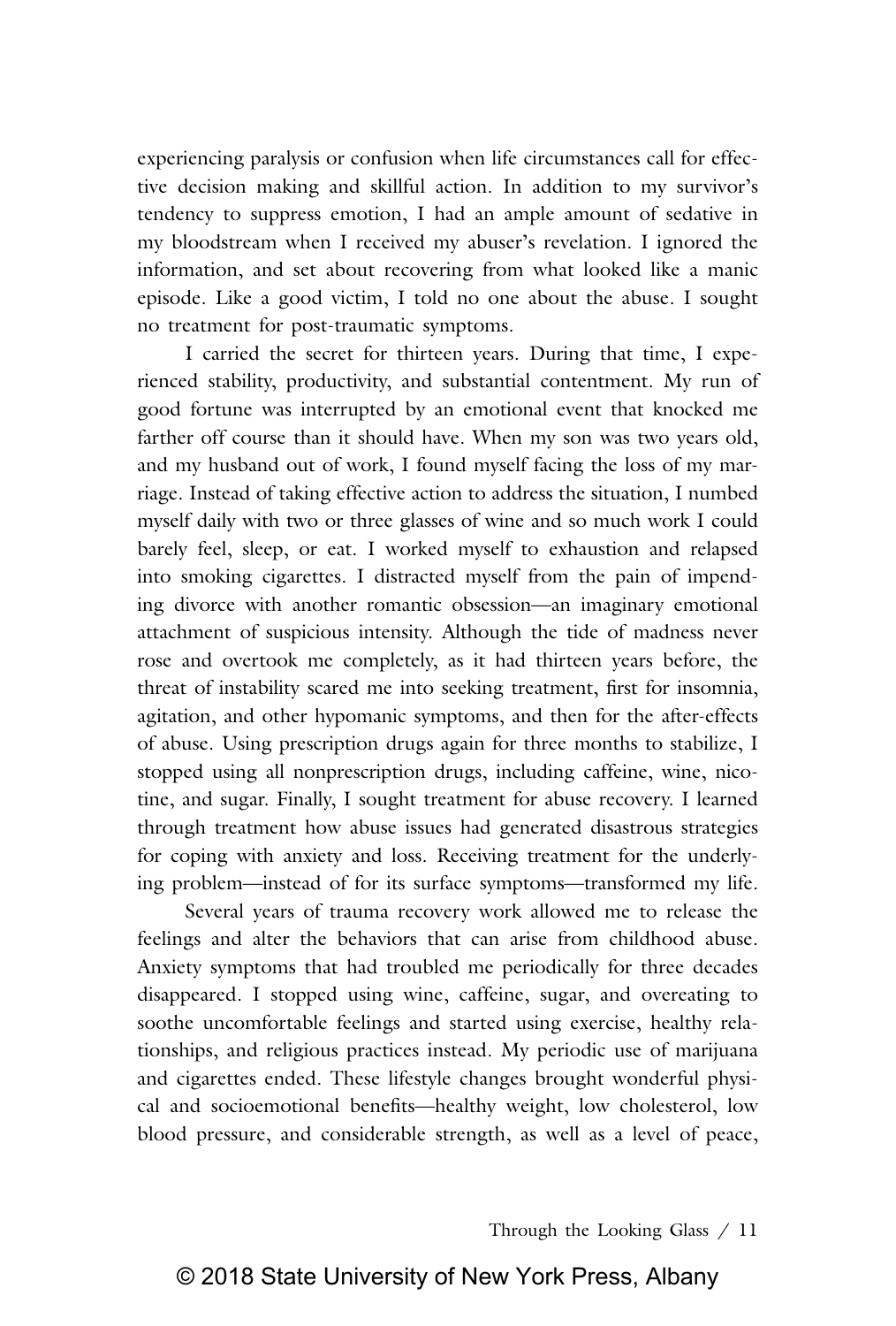experiencing paralysis or confusion when life circumstances call for effective decision making and skillful action. In addition to my survivor's tendency to suppress emotion, I had an ample amount of sedative in my bloodstream when I received my abuser's revelation. I ignored the information, and set about recovering from what looked like a manic episode. Like a good victim, I told no one about the abuse. I sought no treatment for post-traumatic symptoms.

I carried the secret for thirteen years. During that time, I experienced stability, productivity, and substantial contentment. My run of good fortune was interrupted by an emotional event that knocked me farther off course than it should have. When my son was two years old, and my husband out of work, I found myself facing the loss of my marriage. Instead of taking effective action to address the situation, I numbed myself daily with two or three glasses of wine and so much work I could barely feel, sleep, or eat. I worked myself to exhaustion and relapsed into smoking cigarettes. I distracted myself from the pain of impending divorce with another romantic obsession—an imaginary emotional attachment of suspicious intensity. Although the tide of madness never rose and overtook me completely, as it had thirteen years before, the threat of instability scared me into seeking treatment, first for insomnia, agitation, and other hypomanic symptoms, and then for the after-effects of abuse. Using prescription drugs again for three months to stabilize, I stopped using all nonprescription drugs, including caffeine, wine, nicotine, and sugar. Finally, I sought treatment for abuse recovery. I learned through treatment how abuse issues had generated disastrous strategies for coping with anxiety and loss. Receiving treatment for the underlying problem—instead of for its surface symptoms—transformed my life.

Several years of trauma recovery work allowed me to release the feelings and alter the behaviors that can arise from childhood abuse. Anxiety symptoms that had troubled me periodically for three decades disappeared. I stopped using wine, caffeine, sugar, and overeating to soothe uncomfortable feelings and started using exercise, healthy relationships, and religious practices instead. My periodic use of marijuana and cigarettes ended. These lifestyle changes brought wonderful physical and socioemotional benefits—healthy weight, low cholesterol, low blood pressure, and considerable strength, as well as a level of peace,

© 2018 State University of New York Press, Albany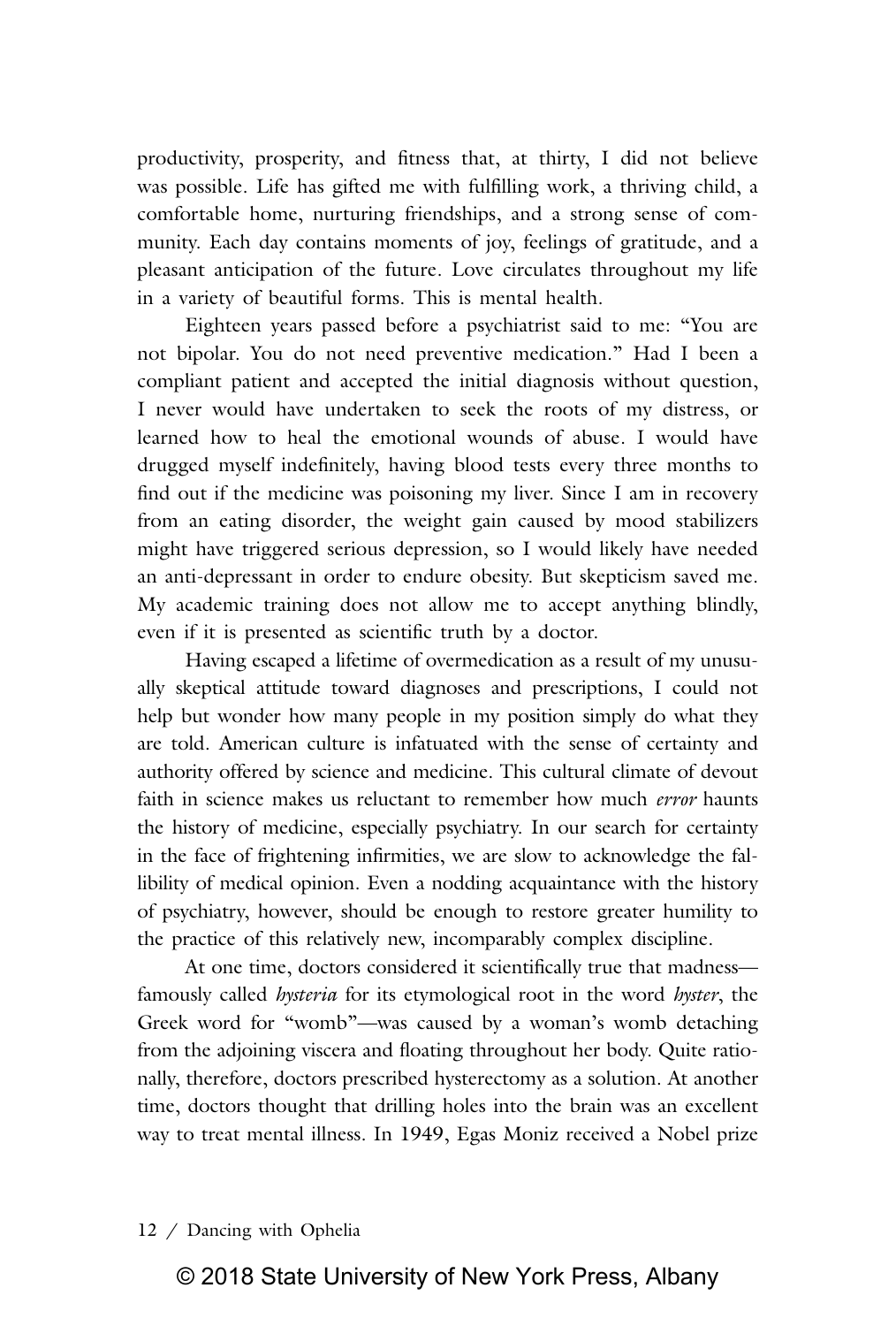productivity, prosperity, and fitness that, at thirty, I did not believe was possible. Life has gifted me with fulfilling work, a thriving child, a comfortable home, nurturing friendships, and a strong sense of community. Each day contains moments of joy, feelings of gratitude, and a pleasant anticipation of the future. Love circulates throughout my life in a variety of beautiful forms. This is mental health.

Eighteen years passed before a psychiatrist said to me: "You are not bipolar. You do not need preventive medication." Had I been a compliant patient and accepted the initial diagnosis without question, I never would have undertaken to seek the roots of my distress, or learned how to heal the emotional wounds of abuse. I would have drugged myself indefinitely, having blood tests every three months to find out if the medicine was poisoning my liver. Since I am in recovery from an eating disorder, the weight gain caused by mood stabilizers might have triggered serious depression, so I would likely have needed an anti-depressant in order to endure obesity. But skepticism saved me. My academic training does not allow me to accept anything blindly, even if it is presented as scientific truth by a doctor.

Having escaped a lifetime of overmedication as a result of my unusually skeptical attitude toward diagnoses and prescriptions, I could not help but wonder how many people in my position simply do what they are told. American culture is infatuated with the sense of certainty and authority offered by science and medicine. This cultural climate of devout faith in science makes us reluctant to remember how much *error* haunts the history of medicine, especially psychiatry. In our search for certainty in the face of frightening infirmities, we are slow to acknowledge the fallibility of medical opinion. Even a nodding acquaintance with the history of psychiatry, however, should be enough to restore greater humility to the practice of this relatively new, incomparably complex discipline.

At one time, doctors considered it scientifically true that madness—famously called *hysteria* for its etymological root in the word *hyster*, the Greek word for "womb"—was caused by a woman's womb detaching from the adjoining viscera and floating throughout her body. Quite rationally, therefore, doctors prescribed hysterectomy as a solution. At another time, doctors thought that drilling holes into the brain was an excellent way to treat mental illness. In 1949, Egas Moniz received a Nobel prize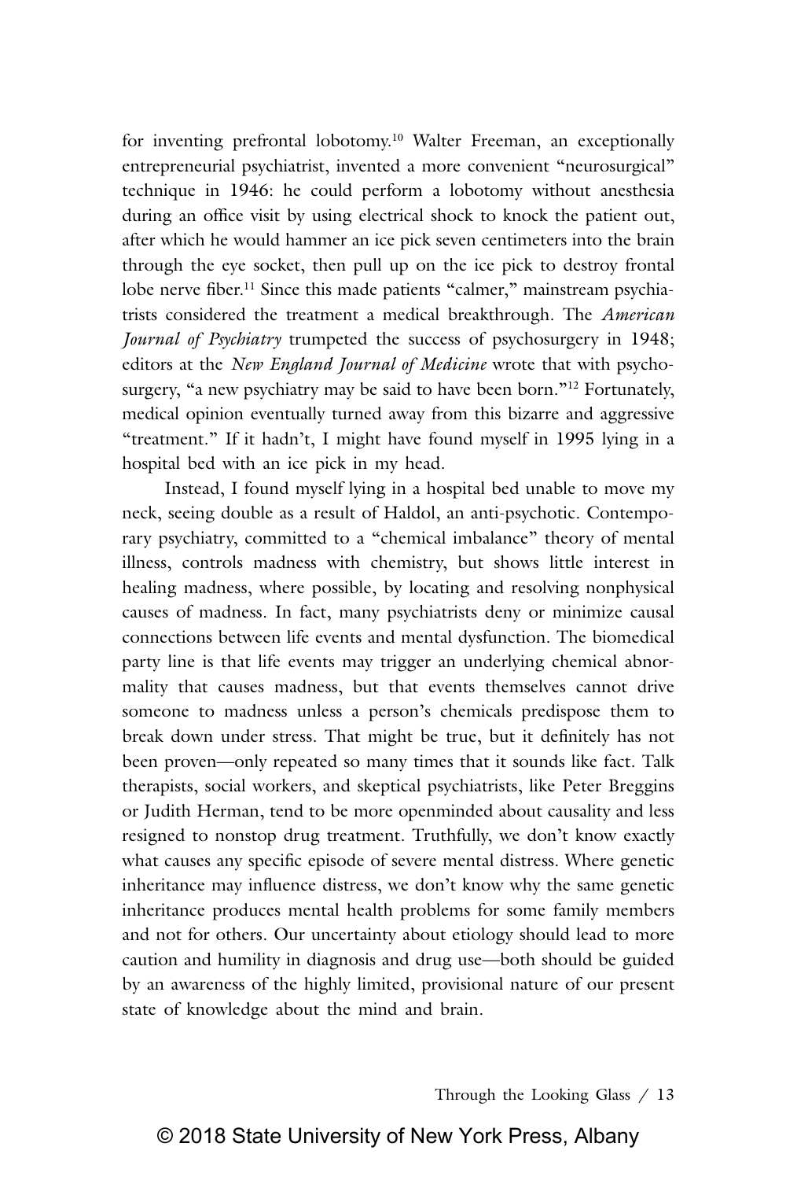for inventing prefrontal lobotomy.[10] Walter Freeman, an exceptionally entrepreneurial psychiatrist, invented a more convenient "neurosurgical" technique in 1946: he could perform a lobotomy without anesthesia during an office visit by using electrical shock to knock the patient out, after which he would hammer an ice pick seven centimeters into the brain through the eye socket, then pull up on the ice pick to destroy frontal lobe nerve fiber.[11] Since this made patients "calmer," mainstream psychiatrists considered the treatment a medical breakthrough. The *American Journal of Psychiatry* trumpeted the success of psychosurgery in 1948; editors at the *New England Journal of Medicine* wrote that with psychosurgery, "a new psychiatry may be said to have been born."[12] Fortunately, medical opinion eventually turned away from this bizarre and aggressive "treatment." If it hadn't, I might have found myself in 1995 lying in a hospital bed with an ice pick in my head.

Instead, I found myself lying in a hospital bed unable to move my neck, seeing double as a result of Haldol, an anti-psychotic. Contemporary psychiatry, committed to a "chemical imbalance" theory of mental illness, controls madness with chemistry, but shows little interest in healing madness, where possible, by locating and resolving nonphysical causes of madness. In fact, many psychiatrists deny or minimize causal connections between life events and mental dysfunction. The biomedical party line is that life events may trigger an underlying chemical abnormality that causes madness, but that events themselves cannot drive someone to madness unless a person's chemicals predispose them to break down under stress. That might be true, but it definitely has not been proven—only repeated so many times that it sounds like fact. Talk therapists, social workers, and skeptical psychiatrists, like Peter Breggins or Judith Herman, tend to be more openminded about causality and less resigned to nonstop drug treatment. Truthfully, we don't know exactly what causes any specific episode of severe mental distress. Where genetic inheritance may influence distress, we don't know why the same genetic inheritance produces mental health problems for some family members and not for others. Our uncertainty about etiology should lead to more caution and humility in diagnosis and drug use—both should be guided by an awareness of the highly limited, provisional nature of our present state of knowledge about the mind and brain.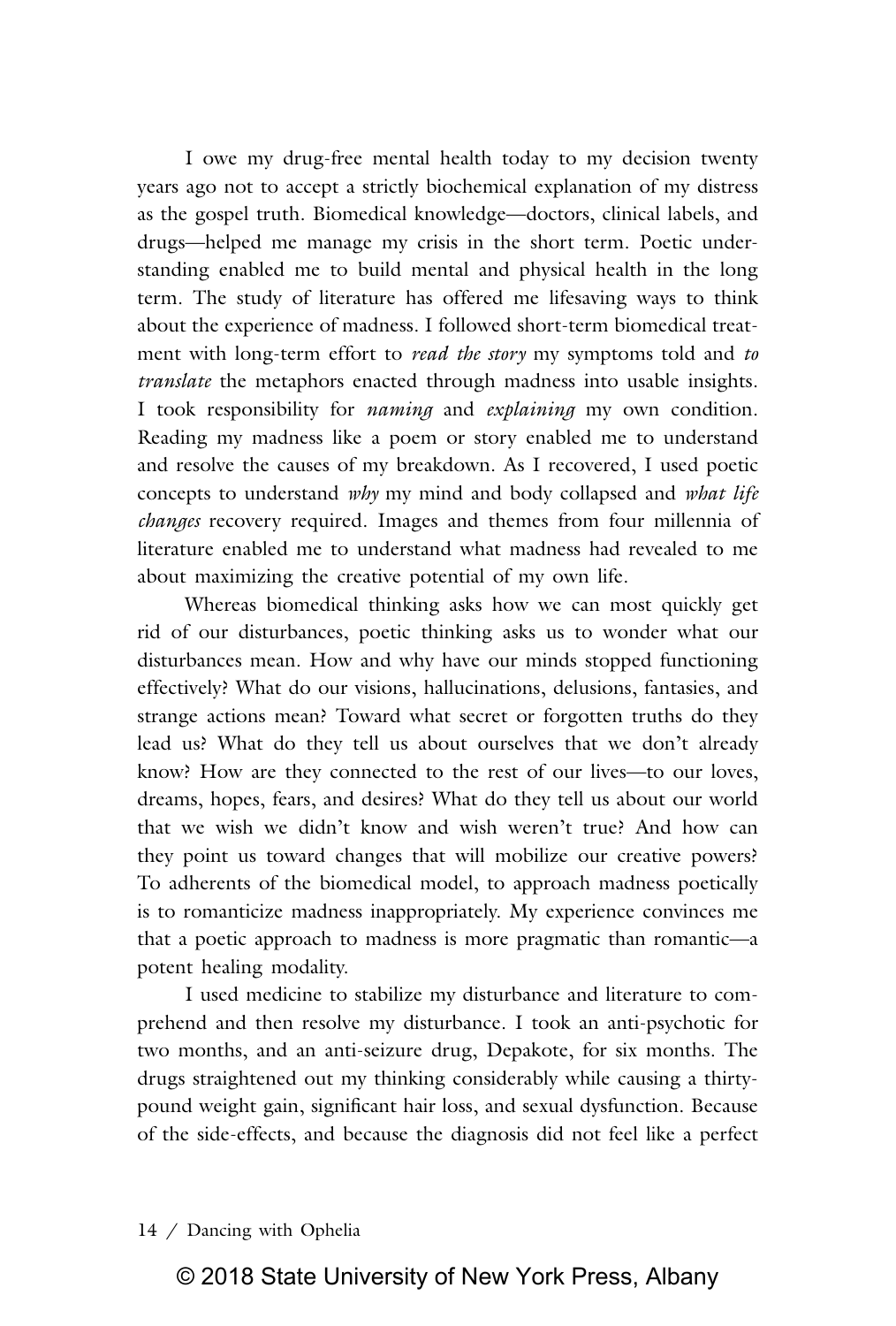I owe my drug-free mental health today to my decision twenty years ago not to accept a strictly biochemical explanation of my distress as the gospel truth. Biomedical knowledge—doctors, clinical labels, and drugs—helped me manage my crisis in the short term. Poetic understanding enabled me to build mental and physical health in the long term. The study of literature has offered me lifesaving ways to think about the experience of madness. I followed short-term biomedical treatment with long-term effort to *read the story* my symptoms told and *to translate* the metaphors enacted through madness into usable insights. I took responsibility for *naming* and *explaining* my own condition. Reading my madness like a poem or story enabled me to understand and resolve the causes of my breakdown. As I recovered, I used poetic concepts to understand *why* my mind and body collapsed and *what life changes* recovery required. Images and themes from four millennia of literature enabled me to understand what madness had revealed to me about maximizing the creative potential of my own life.

Whereas biomedical thinking asks how we can most quickly get rid of our disturbances, poetic thinking asks us to wonder what our disturbances mean. How and why have our minds stopped functioning effectively? What do our visions, hallucinations, delusions, fantasies, and strange actions mean? Toward what secret or forgotten truths do they lead us? What do they tell us about ourselves that we don't already know? How are they connected to the rest of our lives—to our loves, dreams, hopes, fears, and desires? What do they tell us about our world that we wish we didn't know and wish weren't true? And how can they point us toward changes that will mobilize our creative powers? To adherents of the biomedical model, to approach madness poetically is to romanticize madness inappropriately. My experience convinces me that a poetic approach to madness is more pragmatic than romantic—a potent healing modality.

I used medicine to stabilize my disturbance and literature to comprehend and then resolve my disturbance. I took an anti-psychotic for two months, and an anti-seizure drug, Depakote, for six months. The drugs straightened out my thinking considerably while causing a thirty-pound weight gain, significant hair loss, and sexual dysfunction. Because of the side-effects, and because the diagnosis did not feel like a perfect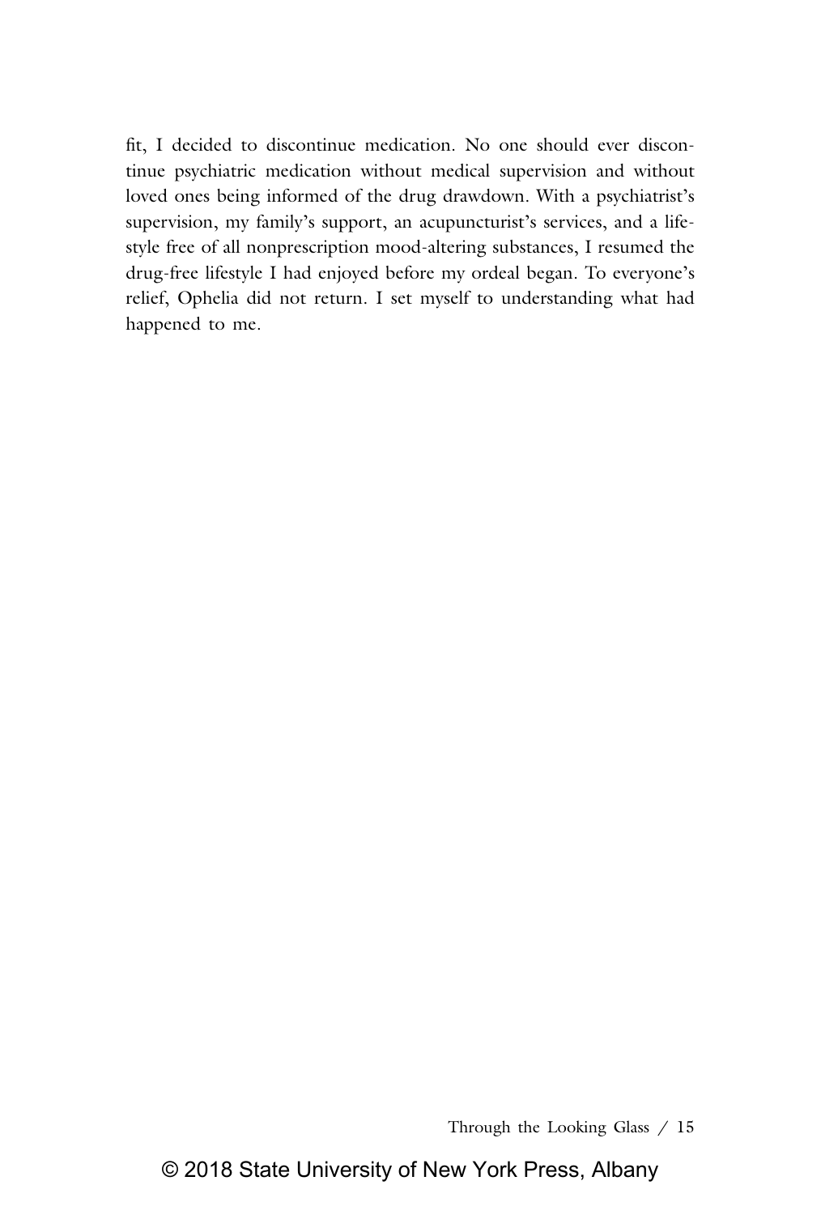fit, I decided to discontinue medication. No one should ever discontinue psychiatric medication without medical supervision and without loved ones being informed of the drug drawdown. With a psychiatrist's supervision, my family's support, an acupuncturist's services, and a lifestyle free of all nonprescription mood-altering substances, I resumed the drug-free lifestyle I had enjoyed before my ordeal began. To everyone's relief, Ophelia did not return. I set myself to understanding what had happened to me.

© 2018 State University of New York Press, Albany